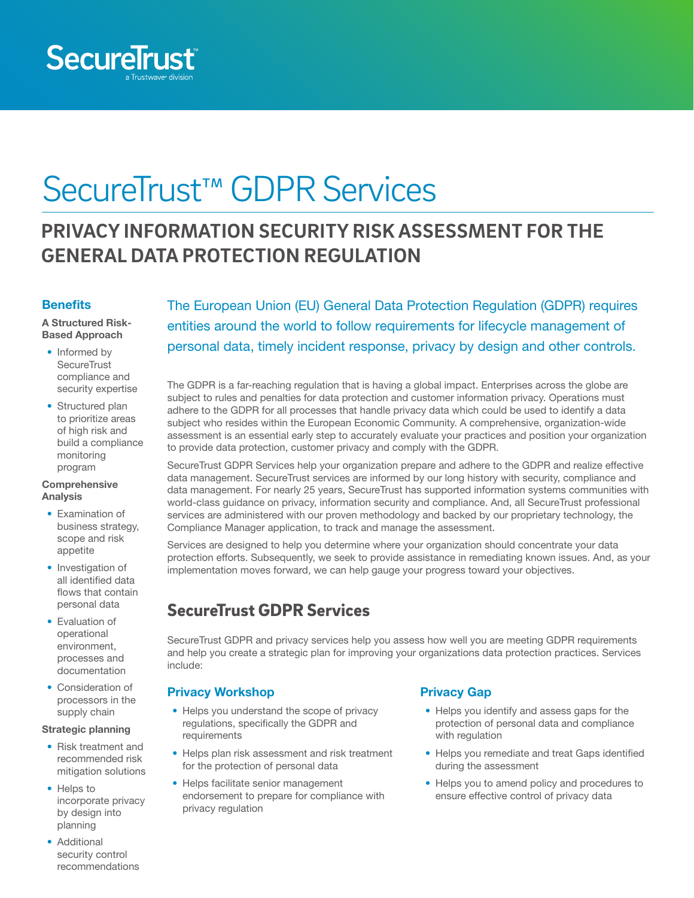SecureTrust
a Trustwave division

# SecureTrust™ GDPR Services

## PRIVACY INFORMATION SECURITY RISK ASSESSMENT FOR THE GENERAL DATA PROTECTION REGULATION

The European Union (EU) General Data Protection Regulation (GDPR) requires entities around the world to follow requirements for lifecycle management of personal data, timely incident response, privacy by design and other controls.

The GDPR is a far-reaching regulation that is having a global impact. Enterprises across the globe are subject to rules and penalties for data protection and customer information privacy. Operations must adhere to the GDPR for all processes that handle privacy data which could be used to identify a data subject who resides within the European Economic Community. A comprehensive, organization-wide assessment is an essential early step to accurately evaluate your practices and position your organization to provide data protection, customer privacy and comply with the GDPR.

SecureTrust GDPR Services help your organization prepare and adhere to the GDPR and realize effective data management. SecureTrust services are informed by our long history with security, compliance and data management. For nearly 25 years, SecureTrust has supported information systems communities with world-class guidance on privacy, information security and compliance. And, all SecureTrust professional services are administered with our proven methodology and backed by our proprietary technology, the Compliance Manager application, to track and manage the assessment.

Services are designed to help you determine where your organization should concentrate your data protection efforts. Subsequently, we seek to provide assistance in remediating known issues. And, as your implementation moves forward, we can help gauge your progress toward your objectives.

### Benefits

**A Structured Risk-Based Approach**

- Informed by SecureTrust compliance and security expertise
- Structured plan to prioritize areas of high risk and build a compliance monitoring program

**Comprehensive Analysis**

- Examination of business strategy, scope and risk appetite
- Investigation of all identified data flows that contain personal data
- Evaluation of operational environment, processes and documentation
- Consideration of processors in the supply chain

**Strategic planning**

- Risk treatment and recommended risk mitigation solutions
- Helps to incorporate privacy by design into planning
- Additional security control recommendations

## SecureTrust GDPR Services

SecureTrust GDPR and privacy services help you assess how well you are meeting GDPR requirements and help you create a strategic plan for improving your organizations data protection practices. Services include:

### Privacy Workshop

- Helps you understand the scope of privacy regulations, specifically the GDPR and requirements
- Helps plan risk assessment and risk treatment for the protection of personal data
- Helps facilitate senior management endorsement to prepare for compliance with privacy regulation

### Privacy Gap

- Helps you identify and assess gaps for the protection of personal data and compliance with regulation
- Helps you remediate and treat Gaps identified during the assessment
- Helps you to amend policy and procedures to ensure effective control of privacy data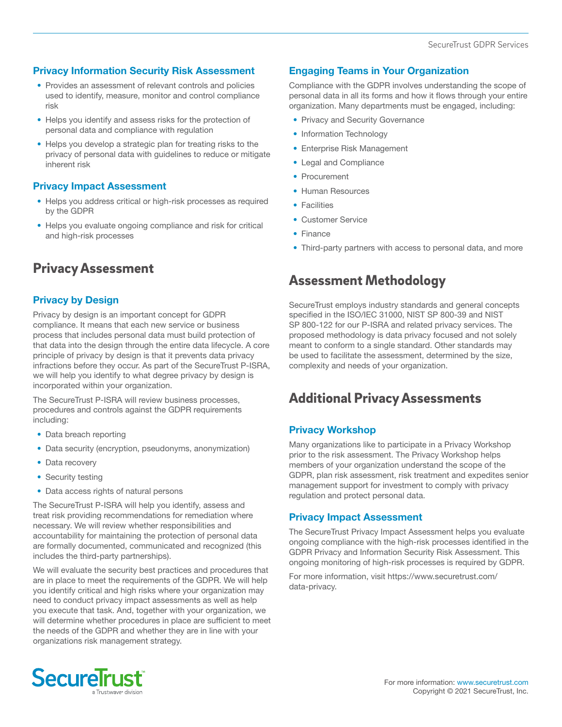### Privacy Information Security Risk Assessment

- Provides an assessment of relevant controls and policies used to identify, measure, monitor and control compliance risk
- Helps you identify and assess risks for the protection of personal data and compliance with regulation
- Helps you develop a strategic plan for treating risks to the privacy of personal data with guidelines to reduce or mitigate inherent risk

### Privacy Impact Assessment

- Helps you address critical or high-risk processes as required by the GDPR
- Helps you evaluate ongoing compliance and risk for critical and high-risk processes

## Privacy Assessment

### Privacy by Design

Privacy by design is an important concept for GDPR compliance. It means that each new service or business process that includes personal data must build protection of that data into the design through the entire data lifecycle. A core principle of privacy by design is that it prevents data privacy infractions before they occur. As part of the SecureTrust P-ISRA, we will help you identify to what degree privacy by design is incorporated within your organization.

The SecureTrust P-ISRA will review business processes, procedures and controls against the GDPR requirements including:

- Data breach reporting
- Data security (encryption, pseudonyms, anonymization)
- Data recovery
- Security testing
- Data access rights of natural persons

The SecureTrust P-ISRA will help you identify, assess and treat risk providing recommendations for remediation where necessary. We will review whether responsibilities and accountability for maintaining the protection of personal data are formally documented, communicated and recognized (this includes the third-party partnerships).

We will evaluate the security best practices and procedures that are in place to meet the requirements of the GDPR. We will help you identify critical and high risks where your organization may need to conduct privacy impact assessments as well as help you execute that task. And, together with your organization, we will determine whether procedures in place are sufficient to meet the needs of the GDPR and whether they are in line with your organizations risk management strategy.

### Engaging Teams in Your Organization

Compliance with the GDPR involves understanding the scope of personal data in all its forms and how it flows through your entire organization. Many departments must be engaged, including:

- Privacy and Security Governance
- Information Technology
- Enterprise Risk Management
- Legal and Compliance
- Procurement
- Human Resources
- Facilities
- Customer Service
- Finance
- Third-party partners with access to personal data, and more

## Assessment Methodology

SecureTrust employs industry standards and general concepts specified in the ISO/IEC 31000, NIST SP 800-39 and NIST SP 800-122 for our P-ISRA and related privacy services. The proposed methodology is data privacy focused and not solely meant to conform to a single standard. Other standards may be used to facilitate the assessment, determined by the size, complexity and needs of your organization.

## Additional Privacy Assessments

### Privacy Workshop

Many organizations like to participate in a Privacy Workshop prior to the risk assessment. The Privacy Workshop helps members of your organization understand the scope of the GDPR, plan risk assessment, risk treatment and expedites senior management support for investment to comply with privacy regulation and protect personal data.

### Privacy Impact Assessment

The SecureTrust Privacy Impact Assessment helps you evaluate ongoing compliance with the high-risk processes identified in the GDPR Privacy and Information Security Risk Assessment. This ongoing monitoring of high-risk processes is required by GDPR.

For more information, visit https://www.securetrust.com/data-privacy.

SecureTrust a Trustwave division

For more information: www.securetrust.com
Copyright © 2021 SecureTrust, Inc.